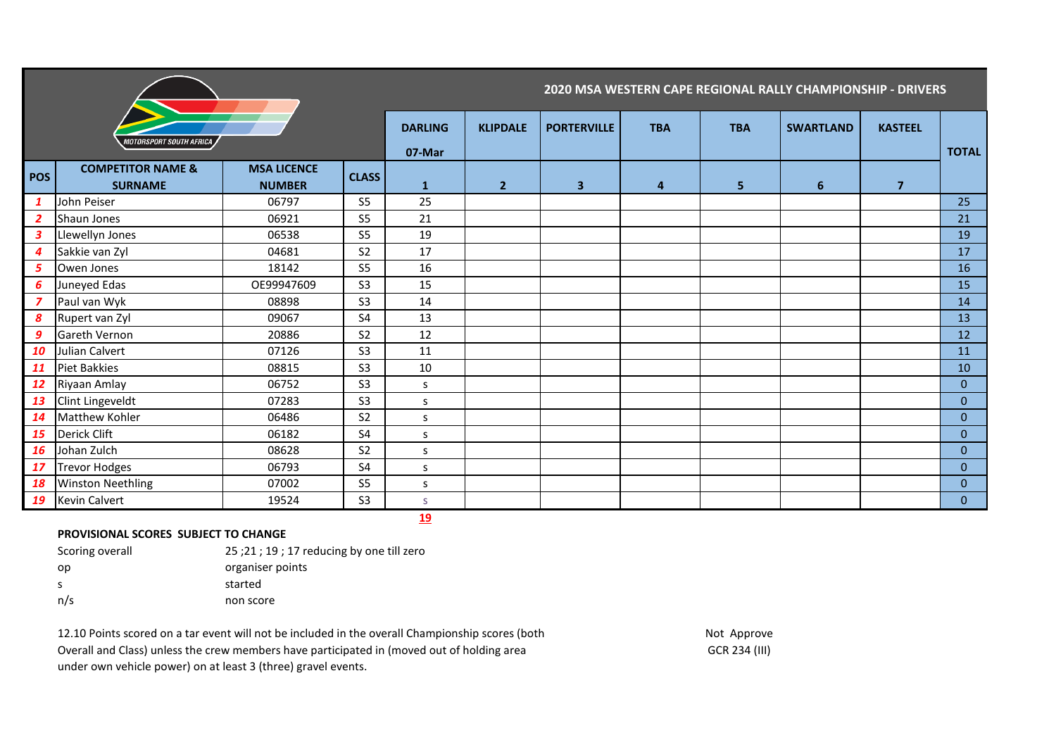## 2020 MSA WESTERN CAPE REGIONAL RALLY CHAMPIONSHIP - DRIVERS

| POS | COMPETITOR NAME & SURNAME | MSA LICENCE NUMBER | CLASS | DARLING 07-Mar 1 | KLIPDALE 2 | PORTERVILLE 3 | TBA 4 | TBA 5 | SWARTLAND 6 | KASTEEL 7 | TOTAL |
|---|---|---|---|---|---|---|---|---|---|---|---|
| 1 | John Peiser | 06797 | S5 | 25 | | | | | | | 25 |
| 2 | Shaun Jones | 06921 | S5 | 21 | | | | | | | 21 |
| 3 | Llewellyn Jones | 06538 | S5 | 19 | | | | | | | 19 |
| 4 | Sakkie van Zyl | 04681 | S2 | 17 | | | | | | | 17 |
| 5 | Owen Jones | 18142 | S5 | 16 | | | | | | | 16 |
| 6 | Juneyed Edas | OE99947609 | S3 | 15 | | | | | | | 15 |
| 7 | Paul van Wyk | 08898 | S3 | 14 | | | | | | | 14 |
| 8 | Rupert van Zyl | 09067 | S4 | 13 | | | | | | | 13 |
| 9 | Gareth Vernon | 20886 | S2 | 12 | | | | | | | 12 |
| 10 | Julian Calvert | 07126 | S3 | 11 | | | | | | | 11 |
| 11 | Piet Bakkies | 08815 | S3 | 10 | | | | | | | 10 |
| 12 | Riyaan Amlay | 06752 | S3 | s | | | | | | | 0 |
| 13 | Clint Lingeveldt | 07283 | S3 | s | | | | | | | 0 |
| 14 | Matthew Kohler | 06486 | S2 | s | | | | | | | 0 |
| 15 | Derick Clift | 06182 | S4 | s | | | | | | | 0 |
| 16 | Johan Zulch | 08628 | S2 | s | | | | | | | 0 |
| 17 | Trevor Hodges | 06793 | S4 | s | | | | | | | 0 |
| 18 | Winston Neethling | 07002 | S5 | s | | | | | | | 0 |
| 19 | Kevin Calvert | 19524 | S3 | s | | | | | | | 0 |
| | | | | 19 | | | | | | | |

**PROVISIONAL SCORES SUBJECT TO CHANGE**

| | |
|---|---|
| Scoring overall | 25 ;21 ; 19 ; 17 reducing by one till zero |
| op | organiser points |
| s | started |
| n/s | non score |

12.10 Points scored on a tar event will not be included in the overall Championship scores (both Overall and Class) unless the crew members have participated in (moved out of holding area under own vehicle power) on at least 3 (three) gravel events.

Not Approve
GCR 234 (III)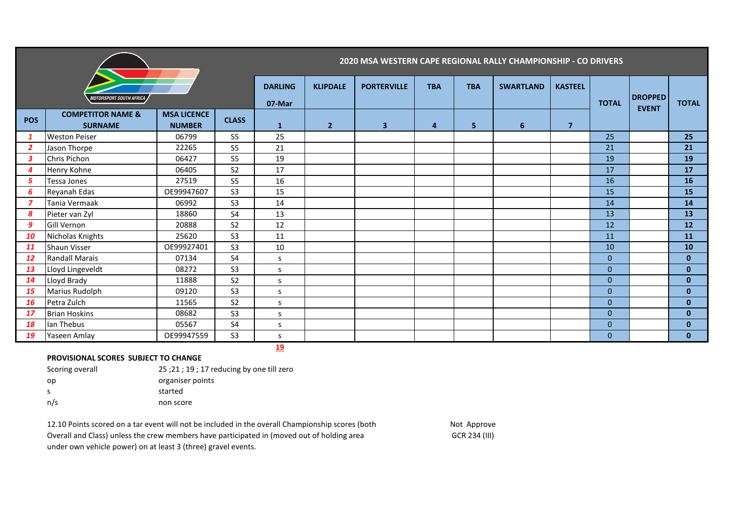## 2020 MSA WESTERN CAPE REGIONAL RALLY CHAMPIONSHIP - CO DRIVERS

| POS | COMPETITOR NAME & SURNAME | MSA LICENCE NUMBER | CLASS | DARLING 07-Mar 1 | KLIPDALE 2 | PORTERVILLE 3 | TBA 4 | TBA 5 | SWARTLAND 6 | KASTEEL 7 | TOTAL | DROPPED EVENT | TOTAL |
|---|---|---|---|---|---|---|---|---|---|---|---|---|---|
| 1 | Weston Peiser | 06799 | S5 | 25 | | | | | | | 25 | | 25 |
| 2 | Jason Thorpe | 22265 | S5 | 21 | | | | | | | 21 | | 21 |
| 3 | Chris Pichon | 06427 | S5 | 19 | | | | | | | 19 | | 19 |
| 4 | Henry Kohne | 06405 | S2 | 17 | | | | | | | 17 | | 17 |
| 5 | Tessa Jones | 27519 | S5 | 16 | | | | | | | 16 | | 16 |
| 6 | Reyanah Edas | OE99947607 | S3 | 15 | | | | | | | 15 | | 15 |
| 7 | Tania Vermaak | 06992 | S3 | 14 | | | | | | | 14 | | 14 |
| 8 | Pieter van Zyl | 18860 | S4 | 13 | | | | | | | 13 | | 13 |
| 9 | Gill Vernon | 20888 | S2 | 12 | | | | | | | 12 | | 12 |
| 10 | Nicholas Knights | 25620 | S3 | 11 | | | | | | | 11 | | 11 |
| 11 | Shaun Visser | OE99927401 | S3 | 10 | | | | | | | 10 | | 10 |
| 12 | Randall Marais | 07134 | S4 | s | | | | | | | 0 | | 0 |
| 13 | Lloyd Lingeveldt | 08272 | S3 | s | | | | | | | 0 | | 0 |
| 14 | Lloyd Brady | 11888 | S2 | s | | | | | | | 0 | | 0 |
| 15 | Marius Rudolph | 09120 | S3 | s | | | | | | | 0 | | 0 |
| 16 | Petra Zulch | 11565 | S2 | s | | | | | | | 0 | | 0 |
| 17 | Brian Hoskins | 08682 | S3 | s | | | | | | | 0 | | 0 |
| 18 | Ian Thebus | 05567 | S4 | s | | | | | | | 0 | | 0 |
| 19 | Yaseen Amlay | OE99947559 | S3 | s | | | | | | | 0 | | 0 |
| | | | | 19 | | | | | | | | | |

**PROVISIONAL SCORES SUBJECT TO CHANGE**

| | |
|---|---|
| Scoring overall | 25 ;21 ; 19 ; 17 reducing by one till zero |
| op | organiser points |
| s | started |
| n/s | non score |

12.10 Points scored on a tar event will not be included in the overall Championship scores (both Overall and Class) unless the crew members have participated in (moved out of holding area under own vehicle power) on at least 3 (three) gravel events.

Not Approve
GCR 234 (III)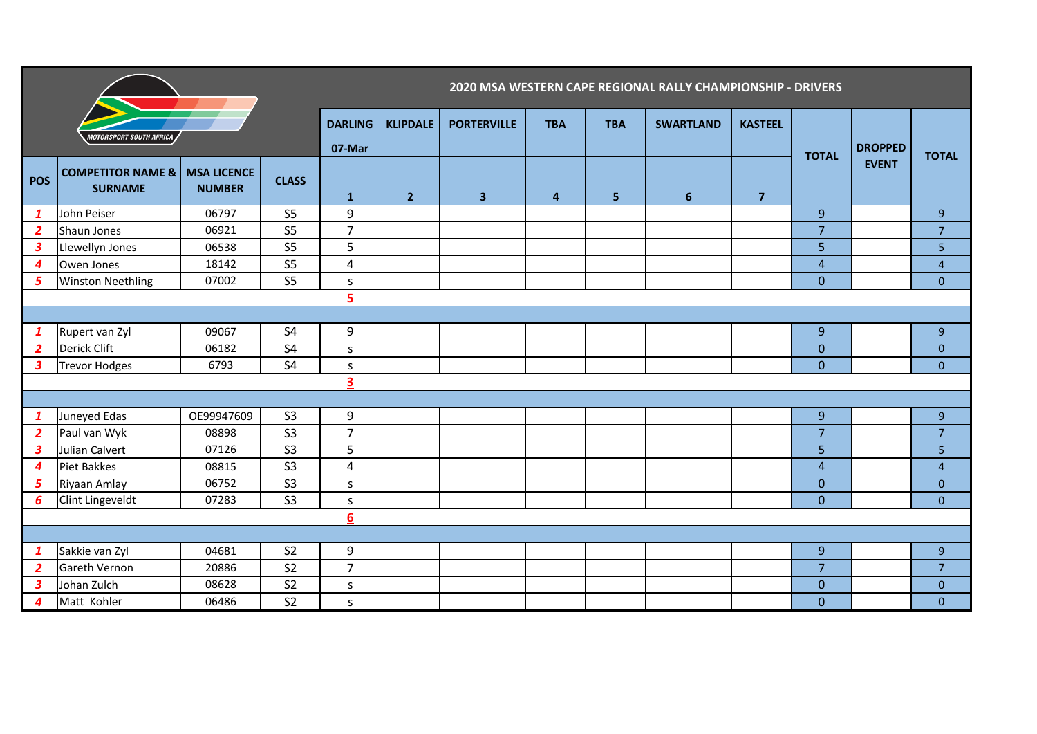## 2020 MSA WESTERN CAPE REGIONAL RALLY CHAMPIONSHIP - DRIVERS

| POS | COMPETITOR NAME & SURNAME | MSA LICENCE NUMBER | CLASS | DARLING 07-Mar 1 | KLIPDALE 2 | PORTERVILLE 3 | TBA 4 | TBA 5 | SWARTLAND 6 | KASTEEL 7 | TOTAL | DROPPED EVENT | TOTAL |
|---|---|---|---|---|---|---|---|---|---|---|---|---|---|
| 1 | John Peiser | 06797 | S5 | 9 | | | | | | | 9 | | 9 |
| 2 | Shaun Jones | 06921 | S5 | 7 | | | | | | | 7 | | 7 |
| 3 | Llewellyn Jones | 06538 | S5 | 5 | | | | | | | 5 | | 5 |
| 4 | Owen Jones | 18142 | S5 | 4 | | | | | | | 4 | | 4 |
| 5 | Winston Neethling | 07002 | S5 | s | | | | | | | 0 | | 0 |
| | | | | 5 | | | | | | | | | |
| | | | | | | | | | | | | | |
| 1 | Rupert van Zyl | 09067 | S4 | 9 | | | | | | | 9 | | 9 |
| 2 | Derick Clift | 06182 | S4 | s | | | | | | | 0 | | 0 |
| 3 | Trevor Hodges | 6793 | S4 | s | | | | | | | 0 | | 0 |
| | | | | 3 | | | | | | | | | |
| | | | | | | | | | | | | | |
| 1 | Juneyed Edas | OE99947609 | S3 | 9 | | | | | | | 9 | | 9 |
| 2 | Paul van Wyk | 08898 | S3 | 7 | | | | | | | 7 | | 7 |
| 3 | Julian Calvert | 07126 | S3 | 5 | | | | | | | 5 | | 5 |
| 4 | Piet Bakkes | 08815 | S3 | 4 | | | | | | | 4 | | 4 |
| 5 | Riyaan Amlay | 06752 | S3 | s | | | | | | | 0 | | 0 |
| 6 | Clint Lingeveldt | 07283 | S3 | s | | | | | | | 0 | | 0 |
| | | | | 6 | | | | | | | | | |
| | | | | | | | | | | | | | |
| 1 | Sakkie van Zyl | 04681 | S2 | 9 | | | | | | | 9 | | 9 |
| 2 | Gareth Vernon | 20886 | S2 | 7 | | | | | | | 7 | | 7 |
| 3 | Johan Zulch | 08628 | S2 | s | | | | | | | 0 | | 0 |
| 4 | Matt Kohler | 06486 | S2 | s | | | | | | | 0 | | 0 |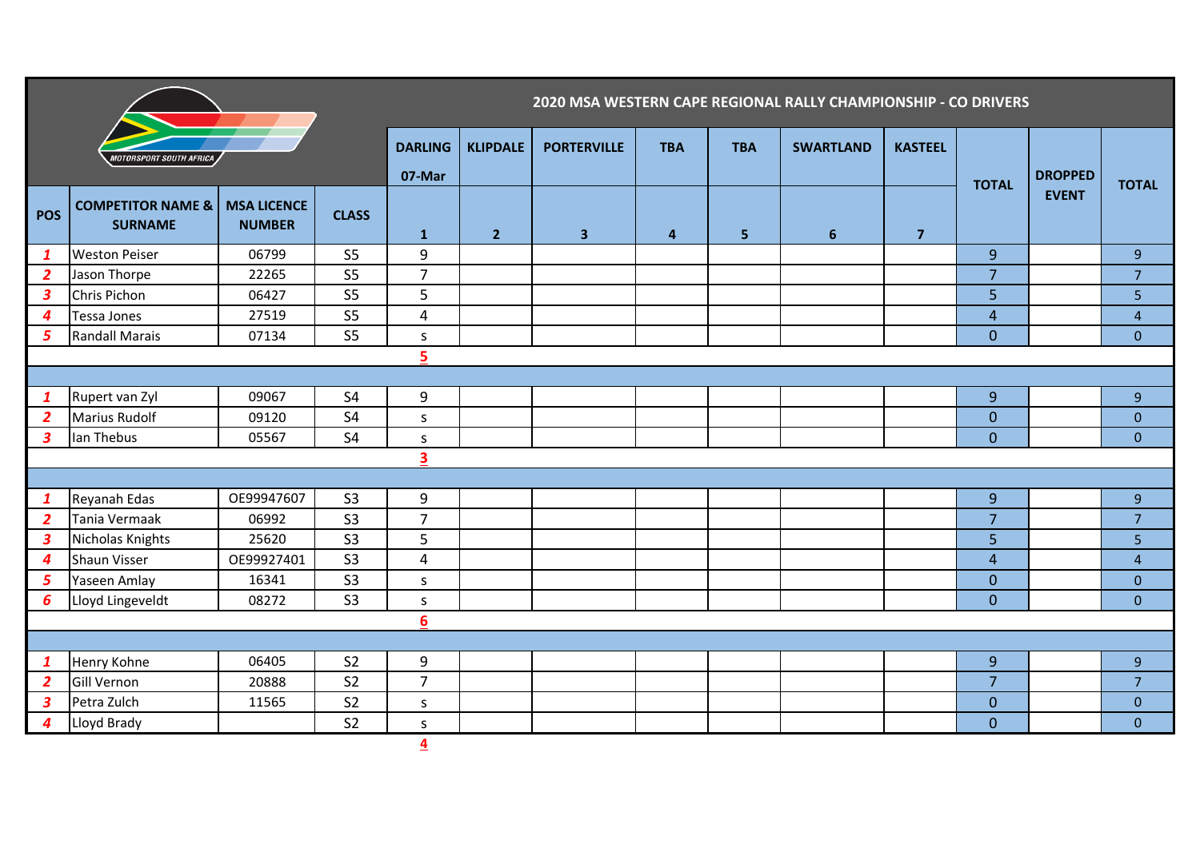# 2020 MSA WESTERN CAPE REGIONAL RALLY CHAMPIONSHIP - CO DRIVERS

| POS | COMPETITOR NAME & SURNAME | MSA LICENCE NUMBER | CLASS | DARLING 07-Mar 1 | KLIPDALE 2 | PORTERVILLE 3 | TBA 4 | TBA 5 | SWARTLAND 6 | KASTEEL 7 | TOTAL | DROPPED EVENT | TOTAL |
|---|---|---|---|---|---|---|---|---|---|---|---|---|---|
| *1* | Weston Peiser | 06799 | S5 | 9 | | | | | | | 9 | | 9 |
| *2* | Jason Thorpe | 22265 | S5 | 7 | | | | | | | 7 | | 7 |
| *3* | Chris Pichon | 06427 | S5 | 5 | | | | | | | 5 | | 5 |
| *4* | Tessa Jones | 27519 | S5 | 4 | | | | | | | 4 | | 4 |
| *5* | Randall Marais | 07134 | S5 | s | | | | | | | 0 | | 0 |
| | | | | 5 | | | | | | | | | |
| | | | | | | | | | | | | | |
| *1* | Rupert van Zyl | 09067 | S4 | 9 | | | | | | | 9 | | 9 |
| *2* | Marius Rudolf | 09120 | S4 | s | | | | | | | 0 | | 0 |
| *3* | Ian Thebus | 05567 | S4 | s | | | | | | | 0 | | 0 |
| | | | | 3 | | | | | | | | | |
| | | | | | | | | | | | | | |
| *1* | Reyanah Edas | OE99947607 | S3 | 9 | | | | | | | 9 | | 9 |
| *2* | Tania Vermaak | 06992 | S3 | 7 | | | | | | | 7 | | 7 |
| *3* | Nicholas Knights | 25620 | S3 | 5 | | | | | | | 5 | | 5 |
| *4* | Shaun Visser | OE99927401 | S3 | 4 | | | | | | | 4 | | 4 |
| *5* | Yaseen Amlay | 16341 | S3 | s | | | | | | | 0 | | 0 |
| *6* | Lloyd Lingeveldt | 08272 | S3 | s | | | | | | | 0 | | 0 |
| | | | | 6 | | | | | | | | | |
| | | | | | | | | | | | | | |
| *1* | Henry Kohne | 06405 | S2 | 9 | | | | | | | 9 | | 9 |
| *2* | Gill Vernon | 20888 | S2 | 7 | | | | | | | 7 | | 7 |
| *3* | Petra Zulch | 11565 | S2 | s | | | | | | | 0 | | 0 |
| *4* | Lloyd Brady | | S2 | s | | | | | | | 0 | | 0 |
| | | | | 4 | | | | | | | | | |